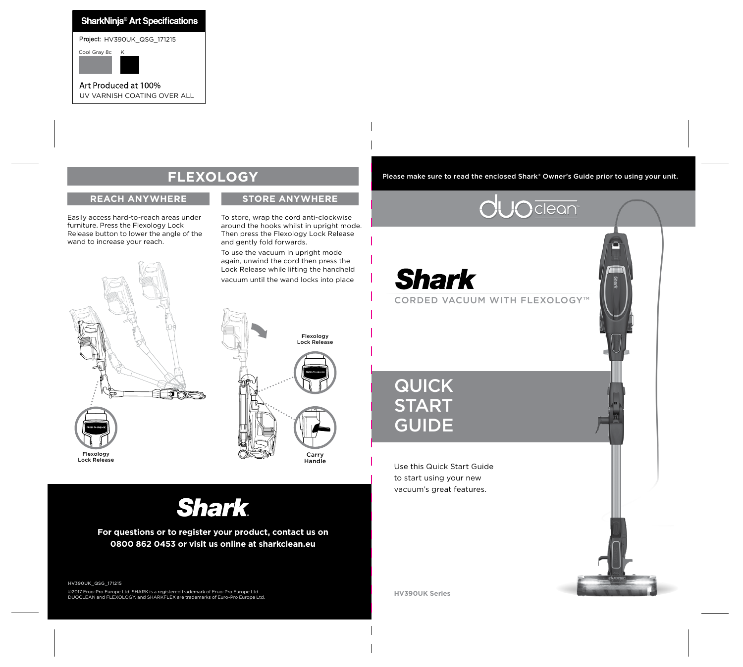**SharkNinja® Art Specifications**

Project: HV390UK_QSG_171215

Cool Gray 8c K

Art Produced at 100%
UV VARNISH COATING OVER ALL

# FLEXOLOGY

## REACH ANYWHERE

Easily access hard-to-reach areas under furniture. Press the Flexology Lock Release button to lower the angle of the wand to increase your reach.

Flexology
Lock Release

## STORE ANYWHERE

To store, wrap the cord anti-clockwise around the hooks whilst in upright mode. Then press the Flexology Lock Release and gently fold forwards.

To use the vacuum in upright mode again, unwind the cord then press the Lock Release while lifting the handheld vacuum until the wand locks into place

Flexology
Lock Release

Carry
Handle

**Shark**

**For questions or to register your product, contact us on 0800 862 0453 or visit us online at sharkclean.eu**

HV390UK_QSG_171215

©2017 Eruo-Pro Europe Ltd. SHARK is a registered trademark of Eruo-Pro Europe Ltd.
DUOCLEAN and FLEXOLOGY, and SHARKFLEX are trademarks of Euro-Pro Europe Ltd.

**Please make sure to read the enclosed Shark® Owner's Guide prior to using your unit.**

duoclean™

# Shark

CORDED VACUUM WITH FLEXOLOGY™

# QUICK START GUIDE

Use this Quick Start Guide to start using your new vacuum's great features.

**HV390UK Series**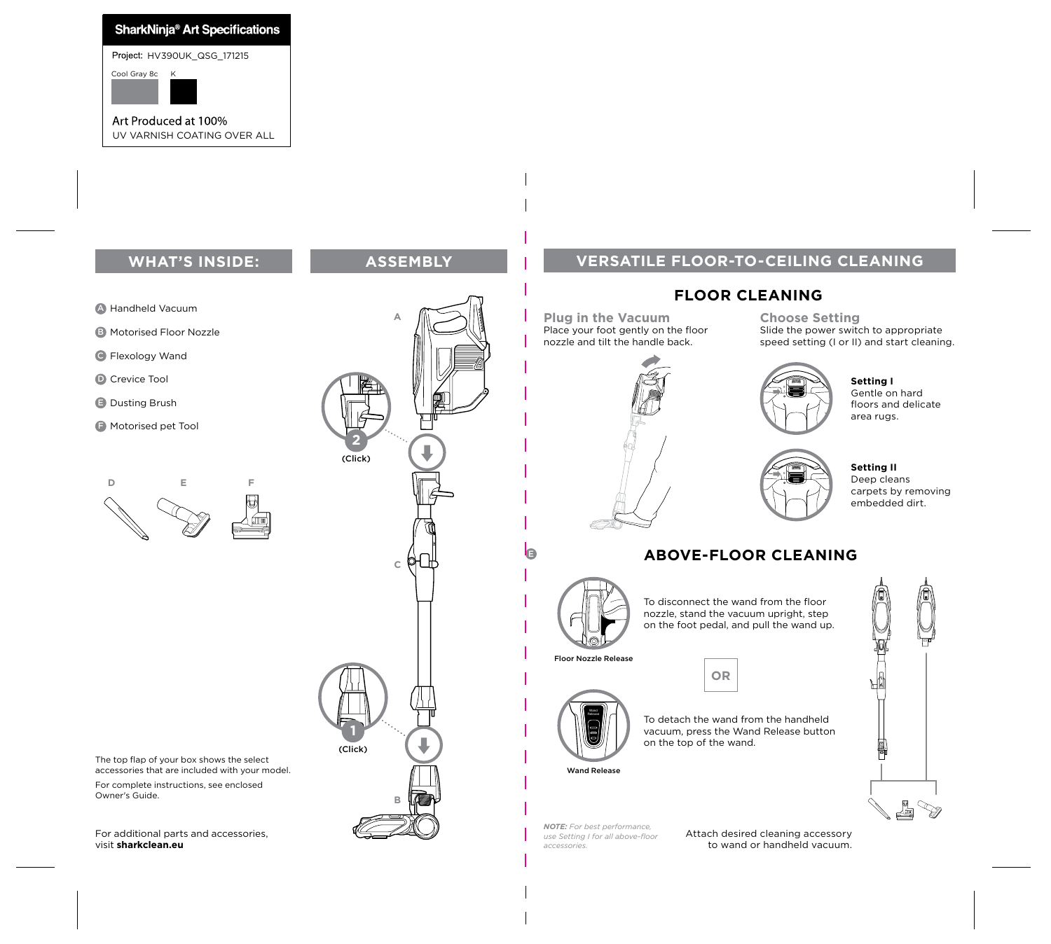SharkNinja® Art Specifications

Project: HV390UK_QSG_171215

Cool Gray 8c K

Art Produced at 100%
UV VARNISH COATING OVER ALL

## WHAT'S INSIDE:

- A Handheld Vacuum
- B Motorised Floor Nozzle
- C Flexology Wand
- D Crevice Tool
- E Dusting Brush
- F Motorised pet Tool

D E F

The top flap of your box shows the select accessories that are included with your model.

For complete instructions, see enclosed Owner's Guide.

For additional parts and accessories, visit **sharkclean.eu**

## ASSEMBLY

A

2 (Click)

C

1 (Click)

B

## VERSATILE FLOOR-TO-CEILING CLEANING

### FLOOR CLEANING

**Plug in the Vacuum**
Place your foot gently on the floor nozzle and tilt the handle back.

**Choose Setting**
Slide the power switch to appropriate speed setting (I or II) and start cleaning.

**Setting I**
Gentle on hard floors and delicate area rugs.

**Setting II**
Deep cleans carpets by removing embedded dirt.

### ABOVE-FLOOR CLEANING

To disconnect the wand from the floor nozzle, stand the vacuum upright, step on the foot pedal, and pull the wand up.

Floor Nozzle Release

OR

To detach the wand from the handheld vacuum, press the Wand Release button on the top of the wand.

Wand Release

*NOTE: For best performance, use Setting I for all above-floor accessories.*

Attach desired cleaning accessory to wand or handheld vacuum.